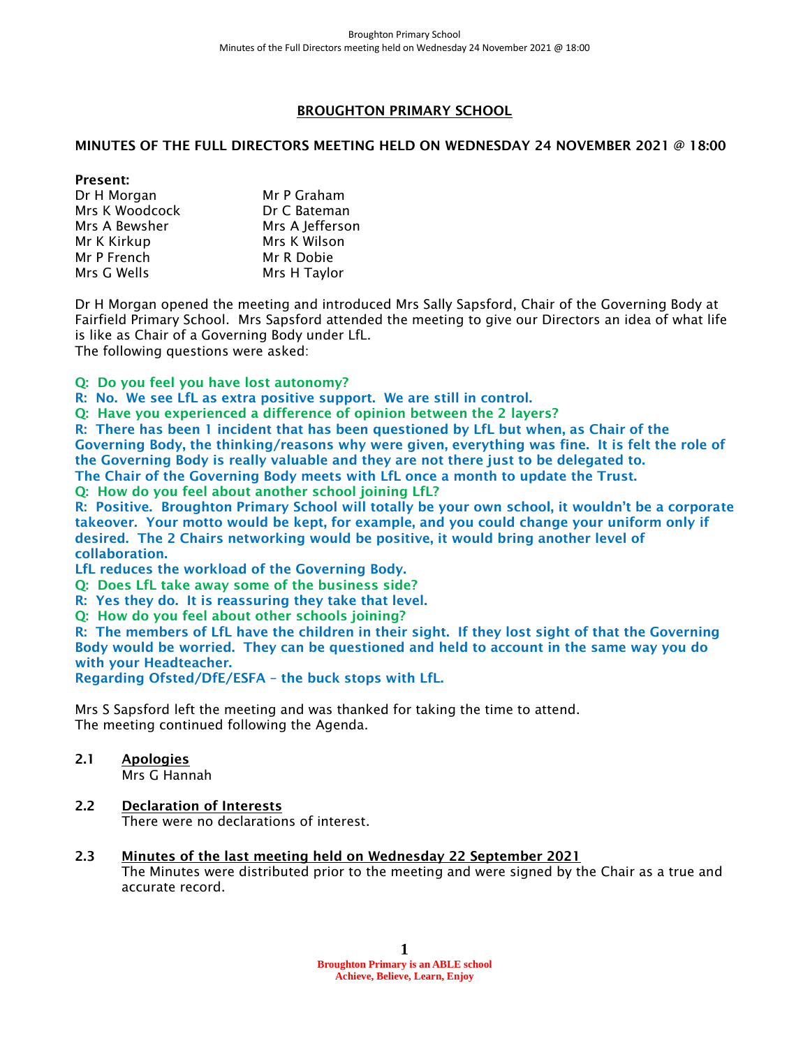# BROUGHTON PRIMARY SCHOOL

## MINUTES OF THE FULL DIRECTORS MEETING HELD ON WEDNESDAY 24 NOVEMBER 2021 @ 18:00

**Present:**

| | |
|---|---|
| Dr H Morgan | Mr P Graham |
| Mrs K Woodcock | Dr C Bateman |
| Mrs A Bewsher | Mrs A Jefferson |
| Mr K Kirkup | Mrs K Wilson |
| Mr P French | Mr R Dobie |
| Mrs G Wells | Mrs H Taylor |

Dr H Morgan opened the meeting and introduced Mrs Sally Sapsford, Chair of the Governing Body at Fairfield Primary School. Mrs Sapsford attended the meeting to give our Directors an idea of what life is like as Chair of a Governing Body under LfL.
The following questions were asked:

**Q: Do you feel you have lost autonomy?**
**R: No. We see LfL as extra positive support. We are still in control.**
**Q: Have you experienced a difference of opinion between the 2 layers?**
**R: There has been 1 incident that has been questioned by LfL but when, as Chair of the Governing Body, the thinking/reasons why were given, everything was fine. It is felt the role of the Governing Body is really valuable and they are not there just to be delegated to.**
**The Chair of the Governing Body meets with LfL once a month to update the Trust.**
**Q: How do you feel about another school joining LfL?**
**R: Positive. Broughton Primary School will totally be your own school, it wouldn't be a corporate takeover. Your motto would be kept, for example, and you could change your uniform only if desired. The 2 Chairs networking would be positive, it would bring another level of collaboration.**
**LfL reduces the workload of the Governing Body.**
**Q: Does LfL take away some of the business side?**
**R: Yes they do. It is reassuring they take that level.**
**Q: How do you feel about other schools joining?**
**R: The members of LfL have the children in their sight. If they lost sight of that the Governing Body would be worried. They can be questioned and held to account in the same way you do with your Headteacher.**
**Regarding Ofsted/DfE/ESFA – the buck stops with LfL.**

Mrs S Sapsford left the meeting and was thanked for taking the time to attend.
The meeting continued following the Agenda.

**2.1 Apologies**
Mrs G Hannah

**2.2 Declaration of Interests**
There were no declarations of interest.

**2.3 Minutes of the last meeting held on Wednesday 22 September 2021**
The Minutes were distributed prior to the meeting and were signed by the Chair as a true and accurate record.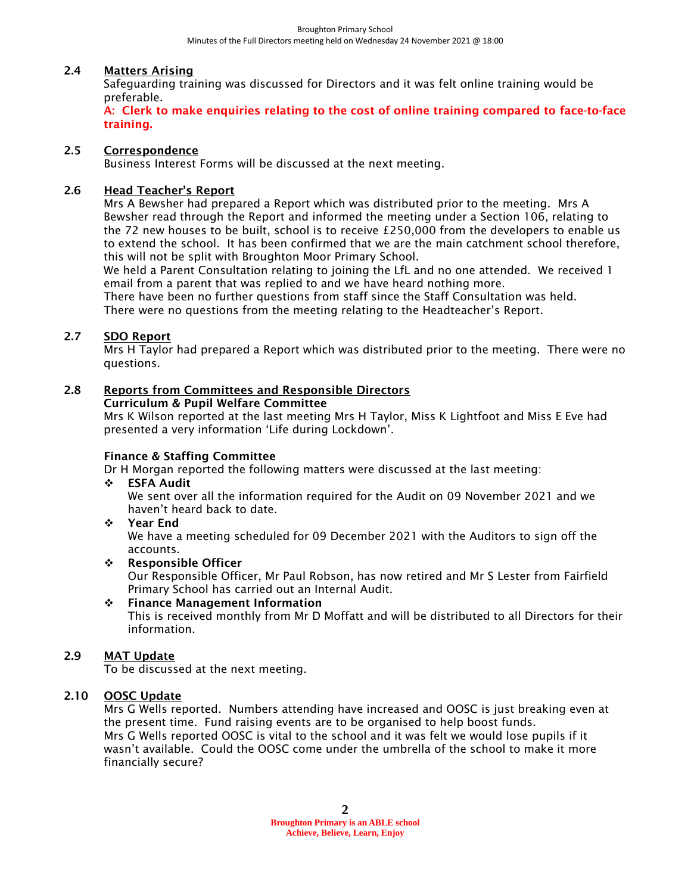## 2.4 Matters Arising

Safeguarding training was discussed for Directors and it was felt online training would be preferable.

**A: Clerk to make enquiries relating to the cost of online training compared to face-to-face training.**

## 2.5 Correspondence

Business Interest Forms will be discussed at the next meeting.

## 2.6 Head Teacher's Report

Mrs A Bewsher had prepared a Report which was distributed prior to the meeting. Mrs A Bewsher read through the Report and informed the meeting under a Section 106, relating to the 72 new houses to be built, school is to receive £250,000 from the developers to enable us to extend the school. It has been confirmed that we are the main catchment school therefore, this will not be split with Broughton Moor Primary School.

We held a Parent Consultation relating to joining the LfL and no one attended. We received 1 email from a parent that was replied to and we have heard nothing more.

There have been no further questions from staff since the Staff Consultation was held.

There were no questions from the meeting relating to the Headteacher's Report.

## 2.7 SDO Report

Mrs H Taylor had prepared a Report which was distributed prior to the meeting. There were no questions.

## 2.8 Reports from Committees and Responsible Directors

**Curriculum & Pupil Welfare Committee**

Mrs K Wilson reported at the last meeting Mrs H Taylor, Miss K Lightfoot and Miss E Eve had presented a very information 'Life during Lockdown'.

**Finance & Staffing Committee**

Dr H Morgan reported the following matters were discussed at the last meeting:

- **ESFA Audit**
  We sent over all the information required for the Audit on 09 November 2021 and we haven't heard back to date.
- **Year End**
  We have a meeting scheduled for 09 December 2021 with the Auditors to sign off the accounts.
- **Responsible Officer**
  Our Responsible Officer, Mr Paul Robson, has now retired and Mr S Lester from Fairfield Primary School has carried out an Internal Audit.
- **Finance Management Information**
  This is received monthly from Mr D Moffatt and will be distributed to all Directors for their information.

## 2.9 MAT Update

To be discussed at the next meeting.

## 2.10 OOSC Update

Mrs G Wells reported. Numbers attending have increased and OOSC is just breaking even at the present time. Fund raising events are to be organised to help boost funds.

Mrs G Wells reported OOSC is vital to the school and it was felt we would lose pupils if it wasn't available. Could the OOSC come under the umbrella of the school to make it more financially secure?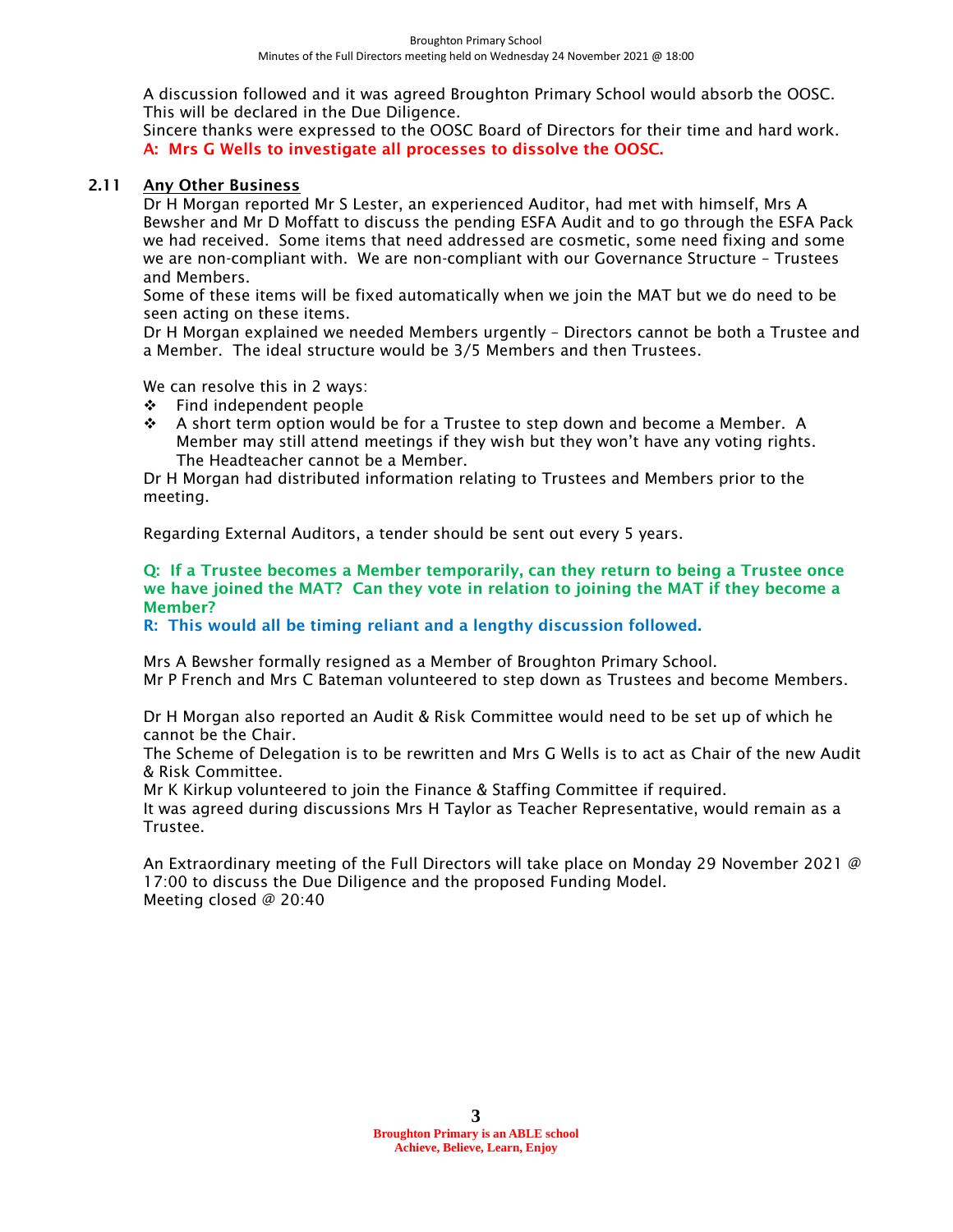A discussion followed and it was agreed Broughton Primary School would absorb the OOSC. This will be declared in the Due Diligence.
Sincere thanks were expressed to the OOSC Board of Directors for their time and hard work.
**A: Mrs G Wells to investigate all processes to dissolve the OOSC.**

## 2.11 Any Other Business

Dr H Morgan reported Mr S Lester, an experienced Auditor, had met with himself, Mrs A Bewsher and Mr D Moffatt to discuss the pending ESFA Audit and to go through the ESFA Pack we had received. Some items that need addressed are cosmetic, some need fixing and some we are non-compliant with. We are non-compliant with our Governance Structure – Trustees and Members.
Some of these items will be fixed automatically when we join the MAT but we do need to be seen acting on these items.
Dr H Morgan explained we needed Members urgently – Directors cannot be both a Trustee and a Member. The ideal structure would be 3/5 Members and then Trustees.

We can resolve this in 2 ways:

- Find independent people
- A short term option would be for a Trustee to step down and become a Member. A Member may still attend meetings if they wish but they won't have any voting rights. The Headteacher cannot be a Member.

Dr H Morgan had distributed information relating to Trustees and Members prior to the meeting.

Regarding External Auditors, a tender should be sent out every 5 years.

**Q: If a Trustee becomes a Member temporarily, can they return to being a Trustee once we have joined the MAT? Can they vote in relation to joining the MAT if they become a Member?**
**R: This would all be timing reliant and a lengthy discussion followed.**

Mrs A Bewsher formally resigned as a Member of Broughton Primary School.
Mr P French and Mrs C Bateman volunteered to step down as Trustees and become Members.

Dr H Morgan also reported an Audit & Risk Committee would need to be set up of which he cannot be the Chair.
The Scheme of Delegation is to be rewritten and Mrs G Wells is to act as Chair of the new Audit & Risk Committee.
Mr K Kirkup volunteered to join the Finance & Staffing Committee if required.
It was agreed during discussions Mrs H Taylor as Teacher Representative, would remain as a Trustee.

An Extraordinary meeting of the Full Directors will take place on Monday 29 November 2021 @ 17:00 to discuss the Due Diligence and the proposed Funding Model.
Meeting closed @ 20:40